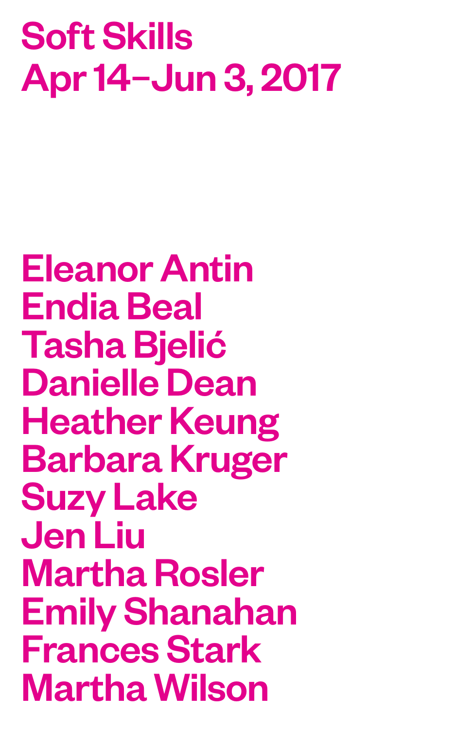# Soft Skills
# Apr 14–Jun 3, 2017

Eleanor Antin
Endia Beal
Tasha Bjelić
Danielle Dean
Heather Keung
Barbara Kruger
Suzy Lake
Jen Liu
Martha Rosler
Emily Shanahan
Frances Stark
Martha Wilson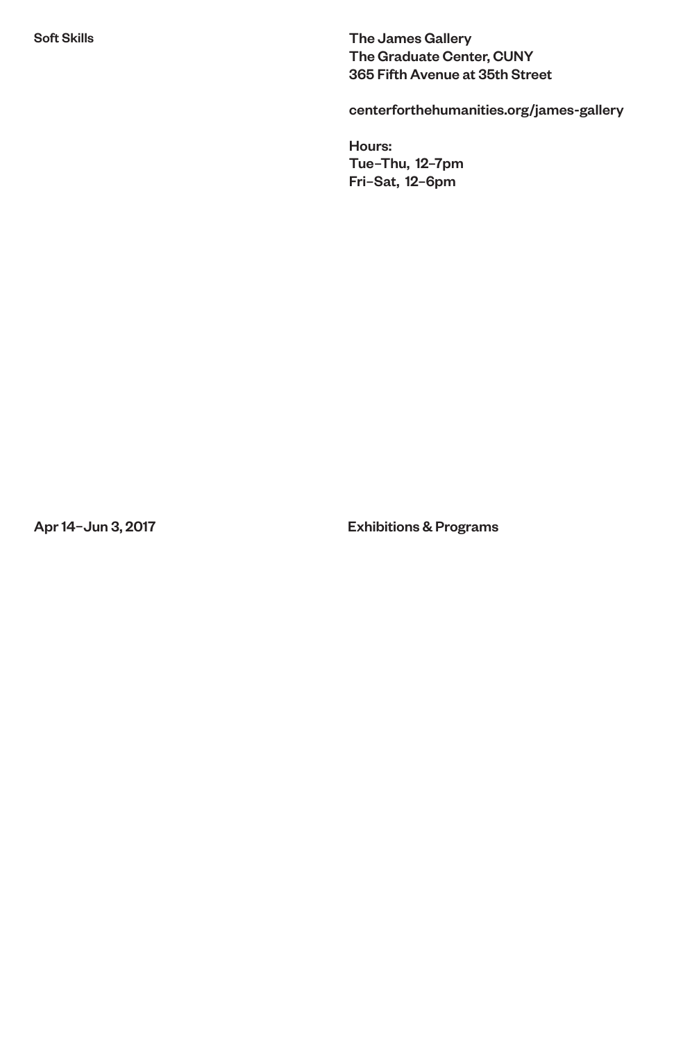Soft Skills

The James Gallery
The Graduate Center, CUNY
365 Fifth Avenue at 35th Street

centerforthehumanities.org/james-gallery

Hours:
Tue–Thu, 12–7pm
Fri–Sat, 12–6pm

Apr 14–Jun 3, 2017

Exhibitions & Programs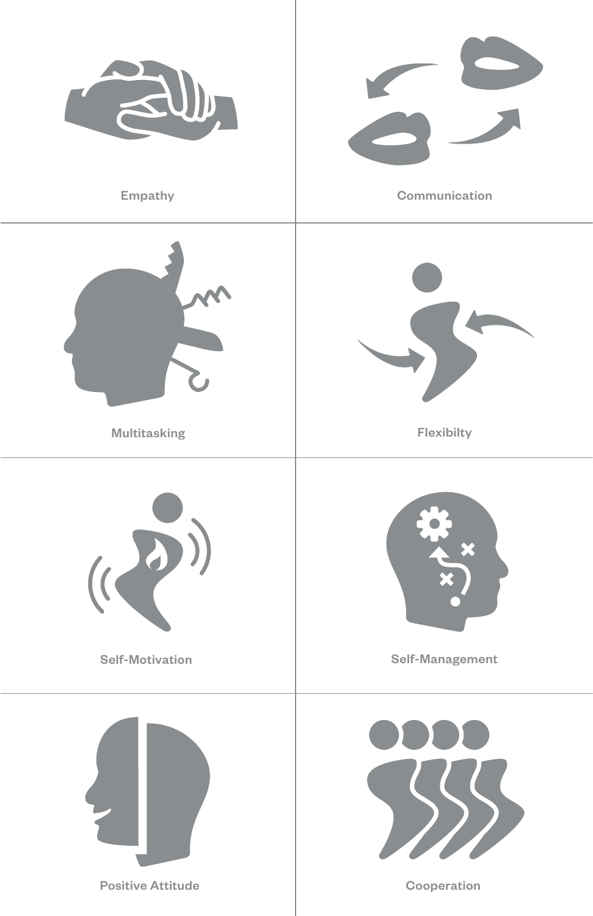Empathy

Communication

Multitasking

Flexibilty

Self-Motivation

Self-Management

Positive Attitude

Cooperation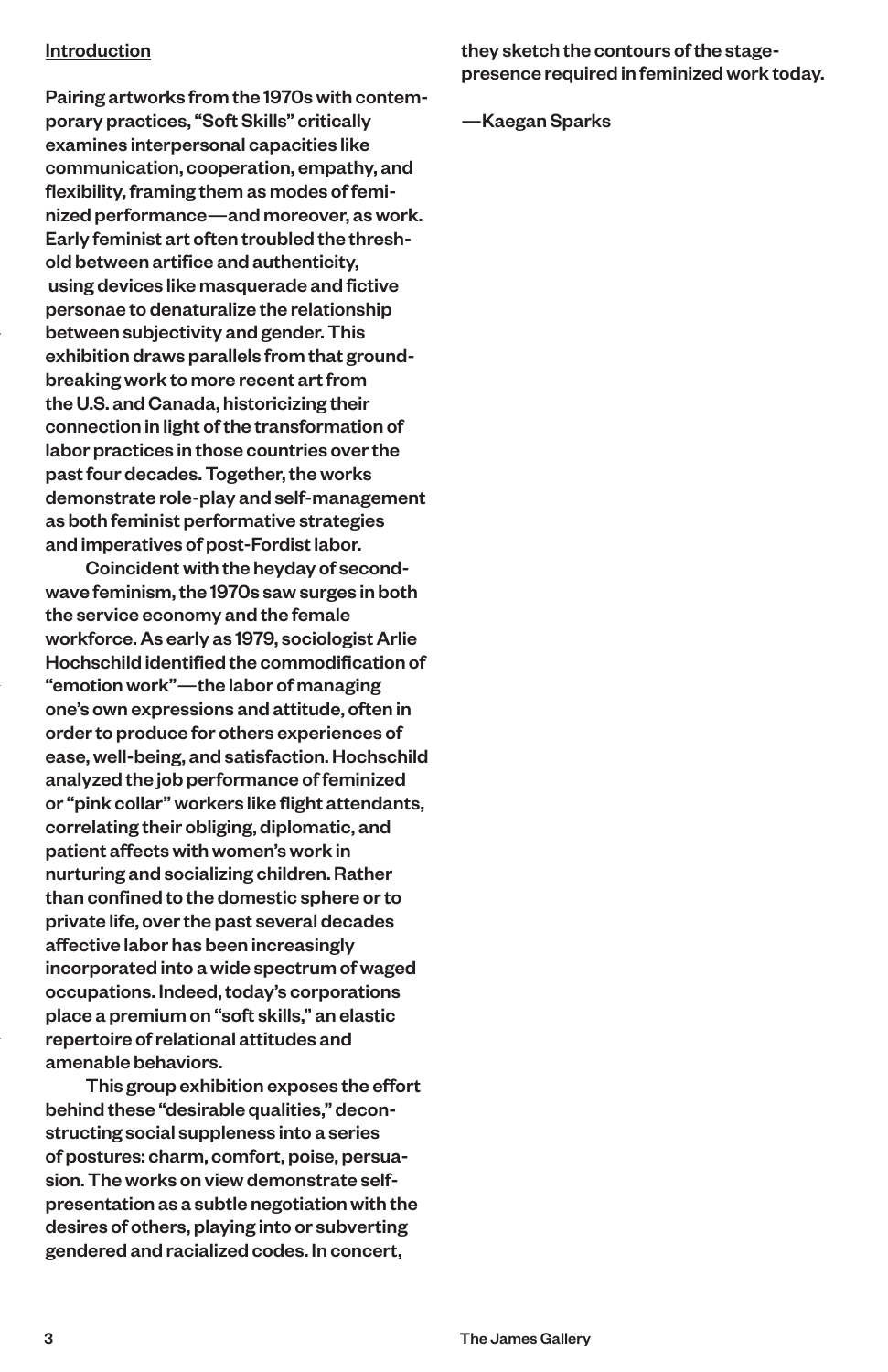## Introduction

Pairing artworks from the 1970s with contemporary practices, "Soft Skills" critically examines interpersonal capacities like communication, cooperation, empathy, and flexibility, framing them as modes of feminized performance—and moreover, as work. Early feminist art often troubled the threshold between artifice and authenticity, using devices like masquerade and fictive personae to denaturalize the relationship between subjectivity and gender. This exhibition draws parallels from that groundbreaking work to more recent art from the U.S. and Canada, historicizing their connection in light of the transformation of labor practices in those countries over the past four decades. Together, the works demonstrate role-play and self-management as both feminist performative strategies and imperatives of post-Fordist labor.

Coincident with the heyday of second-wave feminism, the 1970s saw surges in both the service economy and the female workforce. As early as 1979, sociologist Arlie Hochschild identified the commodification of "emotion work"—the labor of managing one's own expressions and attitude, often in order to produce for others experiences of ease, well-being, and satisfaction. Hochschild analyzed the job performance of feminized or "pink collar" workers like flight attendants, correlating their obliging, diplomatic, and patient affects with women's work in nurturing and socializing children. Rather than confined to the domestic sphere or to private life, over the past several decades affective labor has been increasingly incorporated into a wide spectrum of waged occupations. Indeed, today's corporations place a premium on "soft skills," an elastic repertoire of relational attitudes and amenable behaviors.

This group exhibition exposes the effort behind these "desirable qualities," deconstructing social suppleness into a series of postures: charm, comfort, poise, persuasion. The works on view demonstrate self-presentation as a subtle negotiation with the desires of others, playing into or subverting gendered and racialized codes. In concert, they sketch the contours of the stage-presence required in feminized work today.

—Kaegan Sparks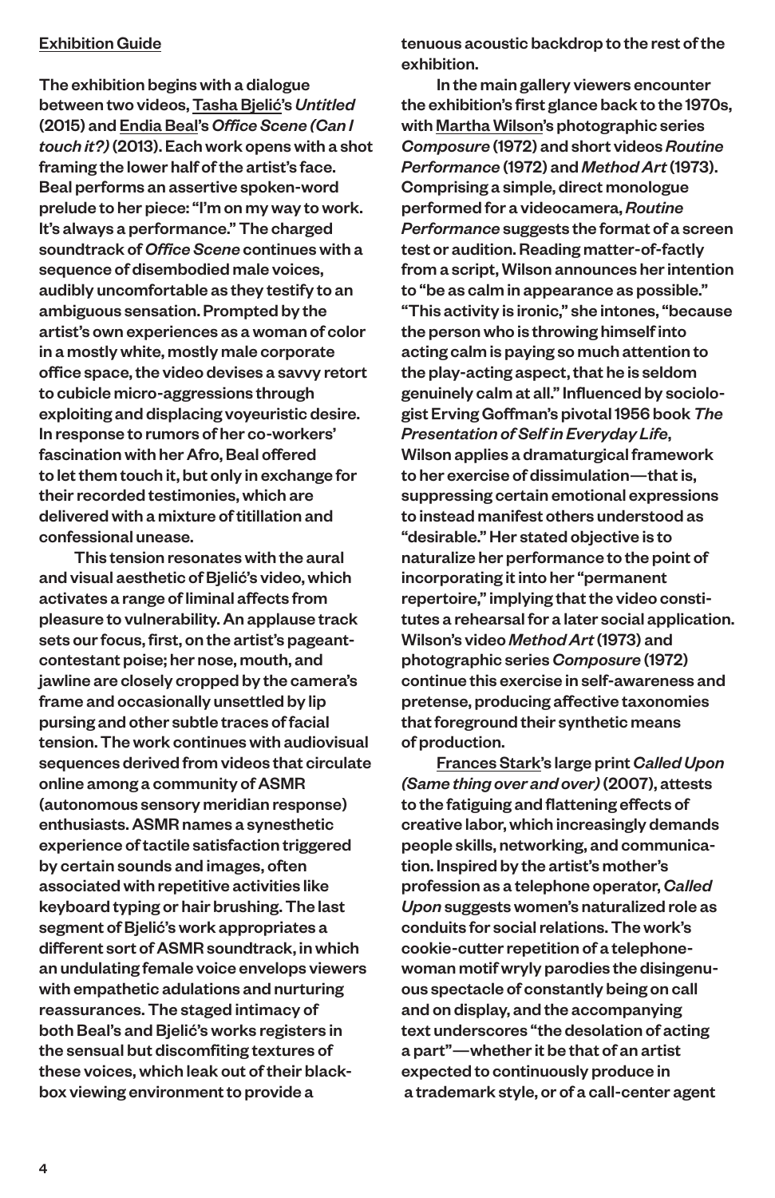Exhibition Guide

The exhibition begins with a dialogue between two videos, Tasha Bjelić's *Untitled* (2015) and Endia Beal's *Office Scene (Can I touch it?)* (2013). Each work opens with a shot framing the lower half of the artist's face. Beal performs an assertive spoken-word prelude to her piece: "I'm on my way to work. It's always a performance." The charged soundtrack of *Office Scene* continues with a sequence of disembodied male voices, audibly uncomfortable as they testify to an ambiguous sensation. Prompted by the artist's own experiences as a woman of color in a mostly white, mostly male corporate office space, the video devises a savvy retort to cubicle micro-aggressions through exploiting and displacing voyeuristic desire. In response to rumors of her co-workers' fascination with her Afro, Beal offered to let them touch it, but only in exchange for their recorded testimonies, which are delivered with a mixture of titillation and confessional unease.

This tension resonates with the aural and visual aesthetic of Bjelić's video, which activates a range of liminal affects from pleasure to vulnerability. An applause track sets our focus, first, on the artist's pageant-contestant poise; her nose, mouth, and jawline are closely cropped by the camera's frame and occasionally unsettled by lip pursing and other subtle traces of facial tension. The work continues with audiovisual sequences derived from videos that circulate online among a community of ASMR (autonomous sensory meridian response) enthusiasts. ASMR names a synesthetic experience of tactile satisfaction triggered by certain sounds and images, often associated with repetitive activities like keyboard typing or hair brushing. The last segment of Bjelić's work appropriates a different sort of ASMR soundtrack, in which an undulating female voice envelops viewers with empathetic adulations and nurturing reassurances. The staged intimacy of both Beal's and Bjelić's works registers in the sensual but discomfiting textures of these voices, which leak out of their black-box viewing environment to provide a tenuous acoustic backdrop to the rest of the exhibition.

In the main gallery viewers encounter the exhibition's first glance back to the 1970s, with Martha Wilson's photographic series *Composure* (1972) and short videos *Routine Performance* (1972) and *Method Art* (1973). Comprising a simple, direct monologue performed for a videocamera, *Routine Performance* suggests the format of a screen test or audition. Reading matter-of-factly from a script, Wilson announces her intention to "be as calm in appearance as possible." "This activity is ironic," she intones, "because the person who is throwing himself into acting calm is paying so much attention to the play-acting aspect, that he is seldom genuinely calm at all." Influenced by sociologist Erving Goffman's pivotal 1956 book *The Presentation of Self in Everyday Life*, Wilson applies a dramaturgical framework to her exercise of dissimulation—that is, suppressing certain emotional expressions to instead manifest others understood as "desirable." Her stated objective is to naturalize her performance to the point of incorporating it into her "permanent repertoire," implying that the video constitutes a rehearsal for a later social application. Wilson's video *Method Art* (1973) and photographic series *Composure* (1972) continue this exercise in self-awareness and pretense, producing affective taxonomies that foreground their synthetic means of production.

Frances Stark's large print *Called Upon (Same thing over and over)* (2007), attests to the fatiguing and flattening effects of creative labor, which increasingly demands people skills, networking, and communication. Inspired by the artist's mother's profession as a telephone operator, *Called Upon* suggests women's naturalized role as conduits for social relations. The work's cookie-cutter repetition of a telephone-woman motif wryly parodies the disingenuous spectacle of constantly being on call and on display, and the accompanying text underscores "the desolation of acting a part"—whether it be that of an artist expected to continuously produce in a trademark style, or of a call-center agent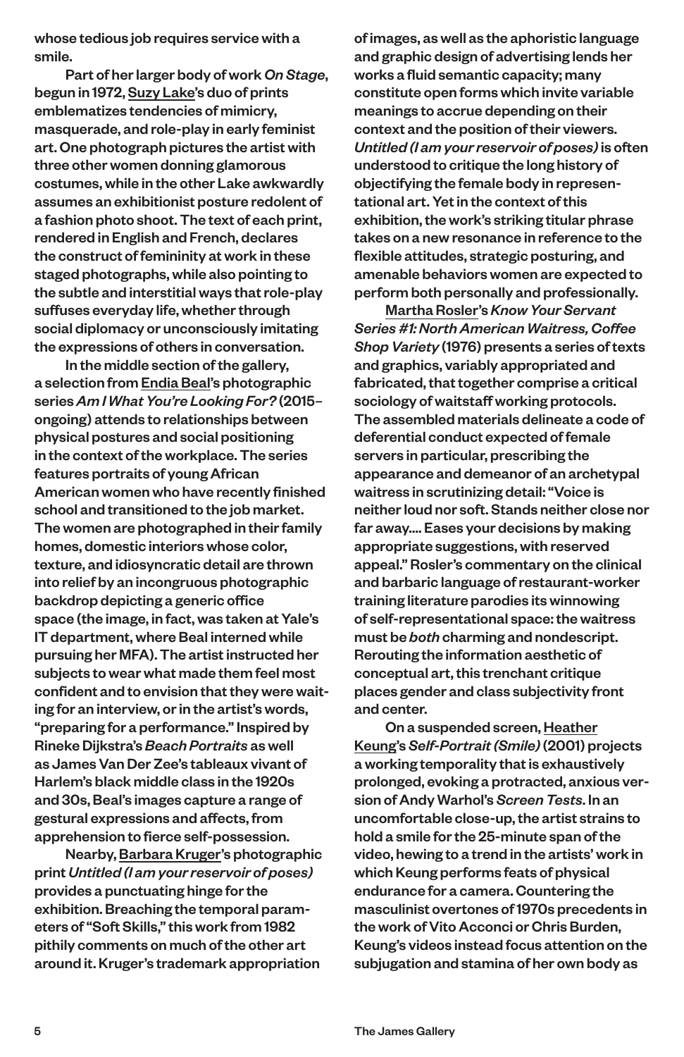whose tedious job requires service with a smile.

Part of her larger body of work *On Stage*, begun in 1972, Suzy Lake's duo of prints emblematizes tendencies of mimicry, masquerade, and role-play in early feminist art. One photograph pictures the artist with three other women donning glamorous costumes, while in the other Lake awkwardly assumes an exhibitionist posture redolent of a fashion photo shoot. The text of each print, rendered in English and French, declares the construct of femininity at work in these staged photographs, while also pointing to the subtle and interstitial ways that role-play suffuses everyday life, whether through social diplomacy or unconsciously imitating the expressions of others in conversation.

In the middle section of the gallery, a selection from Endia Beal's photographic series *Am I What You're Looking For?* (2015–ongoing) attends to relationships between physical postures and social positioning in the context of the workplace. The series features portraits of young African American women who have recently finished school and transitioned to the job market. The women are photographed in their family homes, domestic interiors whose color, texture, and idiosyncratic detail are thrown into relief by an incongruous photographic backdrop depicting a generic office space (the image, in fact, was taken at Yale's IT department, where Beal interned while pursuing her MFA). The artist instructed her subjects to wear what made them feel most confident and to envision that they were waiting for an interview, or in the artist's words, "preparing for a performance." Inspired by Rineke Dijkstra's *Beach Portraits* as well as James Van Der Zee's tableaux vivant of Harlem's black middle class in the 1920s and 30s, Beal's images capture a range of gestural expressions and affects, from apprehension to fierce self-possession.

Nearby, Barbara Kruger's photographic print *Untitled (I am your reservoir of poses)* provides a punctuating hinge for the exhibition. Breaching the temporal parameters of "Soft Skills," this work from 1982 pithily comments on much of the other art around it. Kruger's trademark appropriation of images, as well as the aphoristic language and graphic design of advertising lends her works a fluid semantic capacity; many constitute open forms which invite variable meanings to accrue depending on their context and the position of their viewers. *Untitled (I am your reservoir of poses)* is often understood to critique the long history of objectifying the female body in representational art. Yet in the context of this exhibition, the work's striking titular phrase takes on a new resonance in reference to the flexible attitudes, strategic posturing, and amenable behaviors women are expected to perform both personally and professionally.

Martha Rosler's *Know Your Servant Series #1: North American Waitress, Coffee Shop Variety* (1976) presents a series of texts and graphics, variably appropriated and fabricated, that together comprise a critical sociology of waitstaff working protocols. The assembled materials delineate a code of deferential conduct expected of female servers in particular, prescribing the appearance and demeanor of an archetypal waitress in scrutinizing detail: "Voice is neither loud nor soft. Stands neither close nor far away.... Eases your decisions by making appropriate suggestions, with reserved appeal." Rosler's commentary on the clinical and barbaric language of restaurant-worker training literature parodies its winnowing of self-representational space: the waitress must be *both* charming and nondescript. Rerouting the information aesthetic of conceptual art, this trenchant critique places gender and class subjectivity front and center.

On a suspended screen, Heather Keung's *Self-Portrait (Smile)* (2001) projects a working temporality that is exhaustively prolonged, evoking a protracted, anxious version of Andy Warhol's *Screen Tests*. In an uncomfortable close-up, the artist strains to hold a smile for the 25-minute span of the video, hewing to a trend in the artists' work in which Keung performs feats of physical endurance for a camera. Countering the masculinist overtones of 1970s precedents in the work of Vito Acconci or Chris Burden, Keung's videos instead focus attention on the subjugation and stamina of her own body as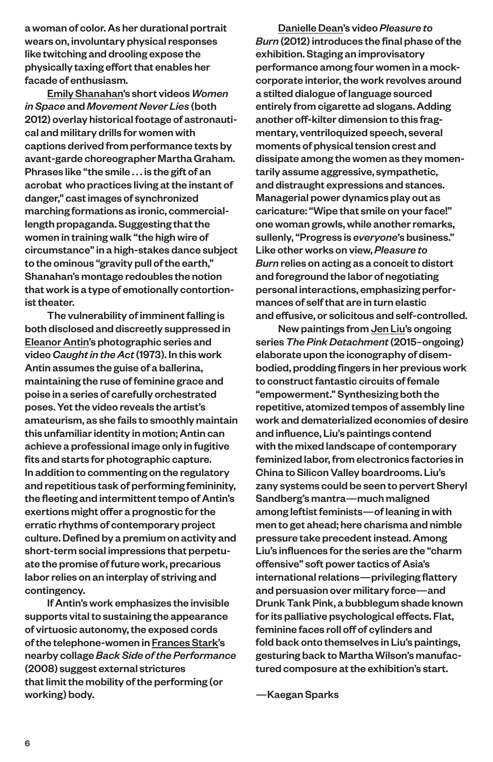a woman of color. As her durational portrait wears on, involuntary physical responses like twitching and drooling expose the physically taxing effort that enables her facade of enthusiasm.

Emily Shanahan's short videos *Women in Space* and *Movement Never Lies* (both 2012) overlay historical footage of astronautical and military drills for women with captions derived from performance texts by avant-garde choreographer Martha Graham. Phrases like "the smile . . . is the gift of an acrobat who practices living at the instant of danger," cast images of synchronized marching formations as ironic, commercial-length propaganda. Suggesting that the women in training walk "the high wire of circumstance" in a high-stakes dance subject to the ominous "gravity pull of the earth," Shanahan's montage redoubles the notion that work is a type of emotionally contortionist theater.

The vulnerability of imminent falling is both disclosed and discreetly suppressed in Eleanor Antin's photographic series and video *Caught in the Act* (1973). In this work Antin assumes the guise of a ballerina, maintaining the ruse of feminine grace and poise in a series of carefully orchestrated poses. Yet the video reveals the artist's amateurism, as she fails to smoothly maintain this unfamiliar identity in motion; Antin can achieve a professional image only in fugitive fits and starts for photographic capture. In addition to commenting on the regulatory and repetitious task of performing femininity, the fleeting and intermittent tempo of Antin's exertions might offer a prognostic for the erratic rhythms of contemporary project culture. Defined by a premium on activity and short-term social impressions that perpetuate the promise of future work, precarious labor relies on an interplay of striving and contingency.

If Antin's work emphasizes the invisible supports vital to sustaining the appearance of virtuosic autonomy, the exposed cords of the telephone-women in Frances Stark's nearby collage *Back Side of the Performance* (2008) suggest external strictures that limit the mobility of the performing (or working) body.

Danielle Dean's video *Pleasure to Burn* (2012) introduces the final phase of the exhibition. Staging an improvisatory performance among four women in a mock-corporate interior, the work revolves around a stilted dialogue of language sourced entirely from cigarette ad slogans. Adding another off-kilter dimension to this fragmentary, ventriloquized speech, several moments of physical tension crest and dissipate among the women as they momentarily assume aggressive, sympathetic, and distraught expressions and stances. Managerial power dynamics play out as caricature: "Wipe that smile on your face!" one woman growls, while another remarks, sullenly, "Progress is *everyone*'s business." Like other works on view, *Pleasure to Burn* relies on acting as a conceit to distort and foreground the labor of negotiating personal interactions, emphasizing performances of self that are in turn elastic and effusive, or solicitous and self-controlled.

New paintings from Jen Liu's ongoing series *The Pink Detachment* (2015–ongoing) elaborate upon the iconography of disembodied, prodding fingers in her previous work to construct fantastic circuits of female "empowerment." Synthesizing both the repetitive, atomized tempos of assembly line work and dematerialized economies of desire and influence, Liu's paintings contend with the mixed landscape of contemporary feminized labor, from electronics factories in China to Silicon Valley boardrooms. Liu's zany systems could be seen to pervert Sheryl Sandberg's mantra—much maligned among leftist feminists—of leaning in with men to get ahead; here charisma and nimble pressure take precedent instead. Among Liu's influences for the series are the "charm offensive" soft power tactics of Asia's international relations—privileging flattery and persuasion over military force—and Drunk Tank Pink, a bubblegum shade known for its palliative psychological effects. Flat, feminine faces roll off of cylinders and fold back onto themselves in Liu's paintings, gesturing back to Martha Wilson's manufactured composure at the exhibition's start.

—Kaegan Sparks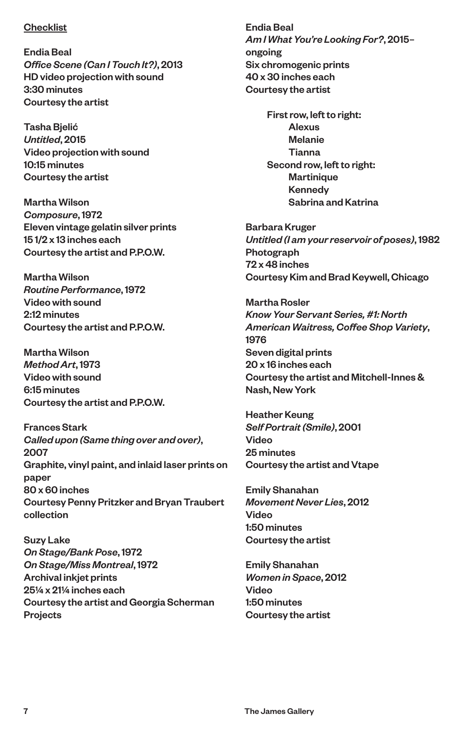Checklist

Endia Beal
*Office Scene (Can I Touch It?)*, 2013
HD video projection with sound
3:30 minutes
Courtesy the artist

Tasha Bjelić
*Untitled*, 2015
Video projection with sound
10:15 minutes
Courtesy the artist

Martha Wilson
*Composure*, 1972
Eleven vintage gelatin silver prints
15 1/2 x 13 inches each
Courtesy the artist and P.P.O.W.

Martha Wilson
*Routine Performance*, 1972
Video with sound
2:12 minutes
Courtesy the artist and P.P.O.W.

Martha Wilson
*Method Art*, 1973
Video with sound
6:15 minutes
Courtesy the artist and P.P.O.W.

Frances Stark
*Called upon (Same thing over and over)*, 2007
Graphite, vinyl paint, and inlaid laser prints on paper
80 x 60 inches
Courtesy Penny Pritzker and Bryan Traubert collection

Suzy Lake
*On Stage/Bank Pose*, 1972
*On Stage/Miss Montreal*, 1972
Archival inkjet prints
25¼ x 21¼ inches each
Courtesy the artist and Georgia Scherman Projects

Endia Beal
*Am I What You're Looking For?*, 2015–ongoing
Six chromogenic prints
40 x 30 inches each
Courtesy the artist

- First row, left to right:
  - Alexus
  - Melanie
  - Tianna
- Second row, left to right:
  - Martinique
  - Kennedy
  - Sabrina and Katrina

Barbara Kruger
*Untitled (I am your reservoir of poses)*, 1982
Photograph
72 x 48 inches
Courtesy Kim and Brad Keywell, Chicago

Martha Rosler
*Know Your Servant Series, #1: North American Waitress, Coffee Shop Variety*, 1976
Seven digital prints
20 x 16 inches each
Courtesy the artist and Mitchell-Innes & Nash, New York

Heather Keung
*Self Portrait (Smile)*, 2001
Video
25 minutes
Courtesy the artist and Vtape

Emily Shanahan
*Movement Never Lies*, 2012
Video
1:50 minutes
Courtesy the artist

Emily Shanahan
*Women in Space*, 2012
Video
1:50 minutes
Courtesy the artist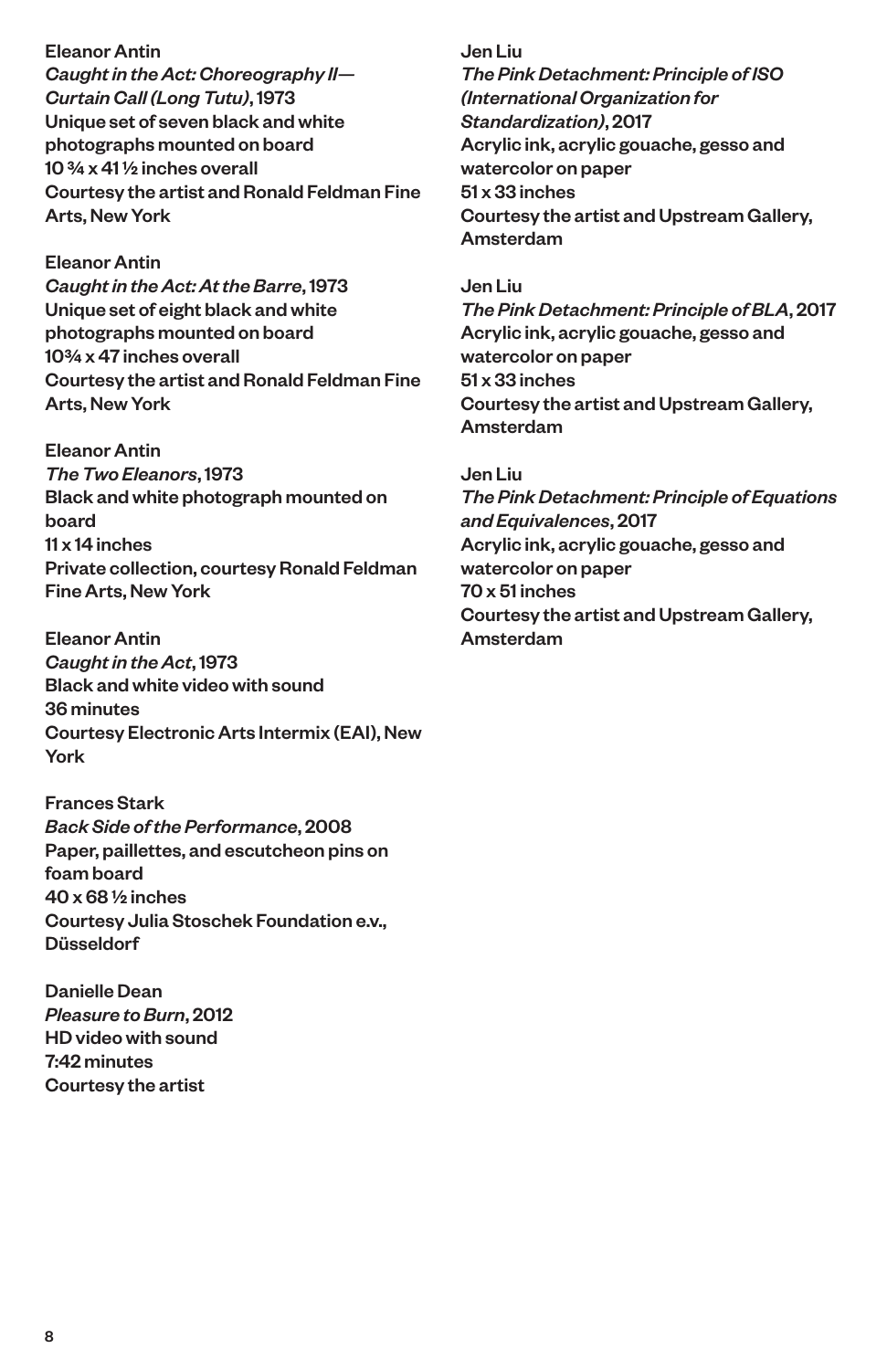Eleanor Antin
*Caught in the Act: Choreography II—Curtain Call (Long Tutu)*, 1973
Unique set of seven black and white photographs mounted on board
10 ¾ x 41 ½ inches overall
Courtesy the artist and Ronald Feldman Fine Arts, New York

Eleanor Antin
*Caught in the Act: At the Barre*, 1973
Unique set of eight black and white photographs mounted on board
10¾ x 47 inches overall
Courtesy the artist and Ronald Feldman Fine Arts, New York

Eleanor Antin
*The Two Eleanors*, 1973
Black and white photograph mounted on board
11 x 14 inches
Private collection, courtesy Ronald Feldman Fine Arts, New York

Eleanor Antin
*Caught in the Act*, 1973
Black and white video with sound
36 minutes
Courtesy Electronic Arts Intermix (EAI), New York

Frances Stark
*Back Side of the Performance*, 2008
Paper, paillettes, and escutcheon pins on foam board
40 x 68 ½ inches
Courtesy Julia Stoschek Foundation e.v., Düsseldorf

Danielle Dean
*Pleasure to Burn*, 2012
HD video with sound
7:42 minutes
Courtesy the artist

Jen Liu
*The Pink Detachment: Principle of ISO (International Organization for Standardization)*, 2017
Acrylic ink, acrylic gouache, gesso and watercolor on paper
51 x 33 inches
Courtesy the artist and Upstream Gallery, Amsterdam

Jen Liu
*The Pink Detachment: Principle of BLA*, 2017
Acrylic ink, acrylic gouache, gesso and watercolor on paper
51 x 33 inches
Courtesy the artist and Upstream Gallery, Amsterdam

Jen Liu
*The Pink Detachment: Principle of Equations and Equivalences*, 2017
Acrylic ink, acrylic gouache, gesso and watercolor on paper
70 x 51 inches
Courtesy the artist and Upstream Gallery, Amsterdam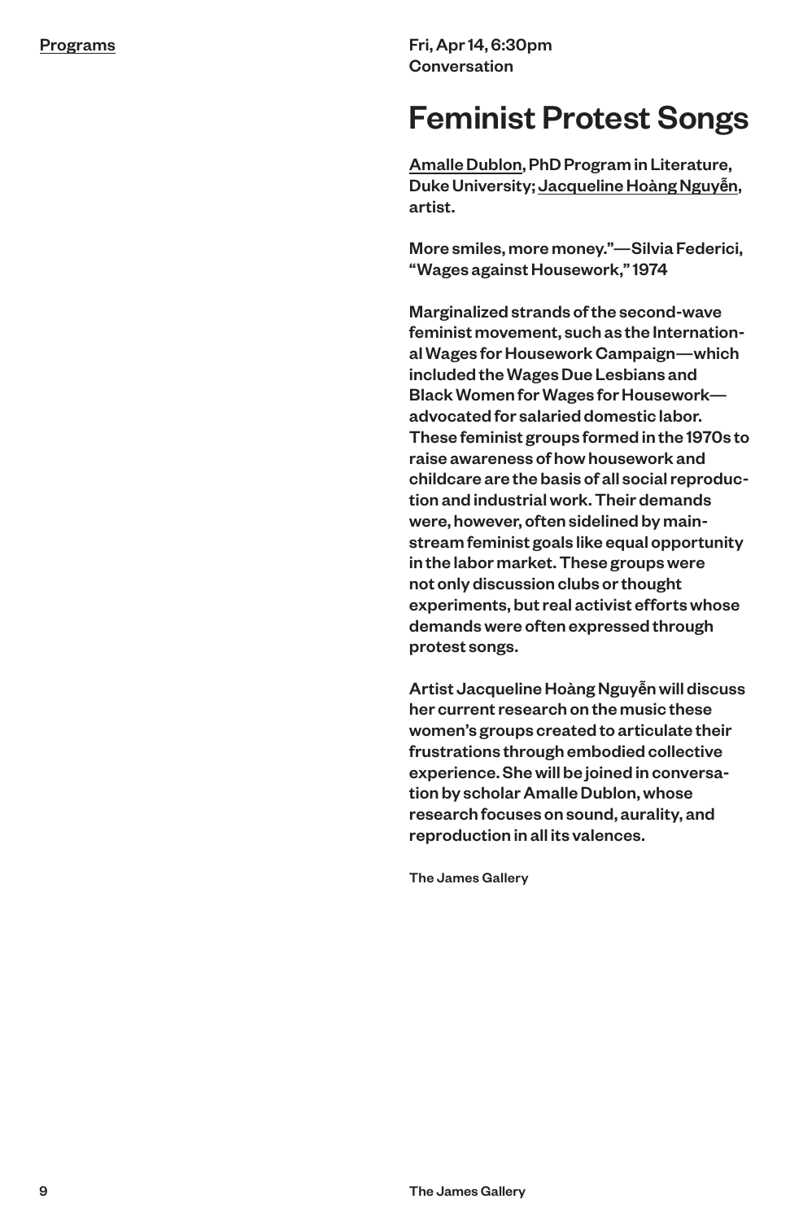Programs

Fri, Apr 14, 6:30pm
Conversation

# Feminist Protest Songs

Amalle Dublon, PhD Program in Literature, Duke University; Jacqueline Hoàng Nguyễn, artist.

More smiles, more money."—Silvia Federici, "Wages against Housework," 1974

Marginalized strands of the second-wave feminist movement, such as the International Wages for Housework Campaign—which included the Wages Due Lesbians and Black Women for Wages for Housework—advocated for salaried domestic labor. These feminist groups formed in the 1970s to raise awareness of how housework and childcare are the basis of all social reproduction and industrial work. Their demands were, however, often sidelined by mainstream feminist goals like equal opportunity in the labor market. These groups were not only discussion clubs or thought experiments, but real activist efforts whose demands were often expressed through protest songs.

Artist Jacqueline Hoàng Nguyễn will discuss her current research on the music these women's groups created to articulate their frustrations through embodied collective experience. She will be joined in conversation by scholar Amalle Dublon, whose research focuses on sound, aurality, and reproduction in all its valences.

The James Gallery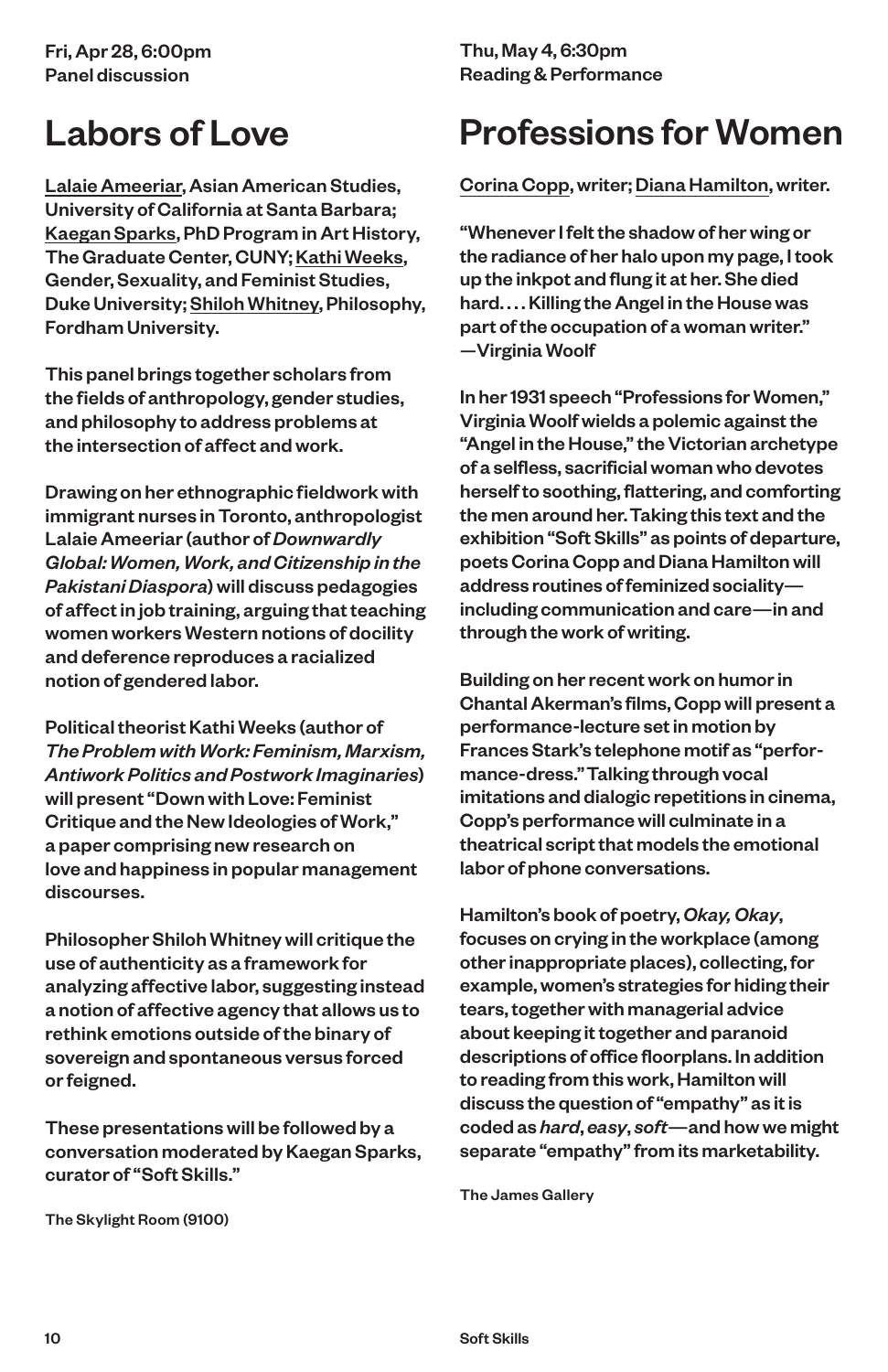Fri, Apr 28, 6:00pm
Panel discussion

# Labors of Love

Lalaie Ameeriar, Asian American Studies, University of California at Santa Barbara; Kaegan Sparks, PhD Program in Art History, The Graduate Center, CUNY; Kathi Weeks, Gender, Sexuality, and Feminist Studies, Duke University; Shiloh Whitney, Philosophy, Fordham University.

This panel brings together scholars from the fields of anthropology, gender studies, and philosophy to address problems at the intersection of affect and work.

Drawing on her ethnographic fieldwork with immigrant nurses in Toronto, anthropologist Lalaie Ameeriar (author of *Downwardly Global: Women, Work, and Citizenship in the Pakistani Diaspora*) will discuss pedagogies of affect in job training, arguing that teaching women workers Western notions of docility and deference reproduces a racialized notion of gendered labor.

Political theorist Kathi Weeks (author of *The Problem with Work: Feminism, Marxism, Antiwork Politics and Postwork Imaginaries*) will present "Down with Love: Feminist Critique and the New Ideologies of Work," a paper comprising new research on love and happiness in popular management discourses.

Philosopher Shiloh Whitney will critique the use of authenticity as a framework for analyzing affective labor, suggesting instead a notion of affective agency that allows us to rethink emotions outside of the binary of sovereign and spontaneous versus forced or feigned.

These presentations will be followed by a conversation moderated by Kaegan Sparks, curator of "Soft Skills."

The Skylight Room (9100)

Thu, May 4, 6:30pm
Reading & Performance

# Professions for Women

Corina Copp, writer; Diana Hamilton, writer.

"Whenever I felt the shadow of her wing or the radiance of her halo upon my page, I took up the inkpot and flung it at her. She died hard. . . . Killing the Angel in the House was part of the occupation of a woman writer."
—Virginia Woolf

In her 1931 speech "Professions for Women," Virginia Woolf wields a polemic against the "Angel in the House," the Victorian archetype of a selfless, sacrificial woman who devotes herself to soothing, flattering, and comforting the men around her. Taking this text and the exhibition "Soft Skills" as points of departure, poets Corina Copp and Diana Hamilton will address routines of feminized sociality—including communication and care—in and through the work of writing.

Building on her recent work on humor in Chantal Akerman's films, Copp will present a performance-lecture set in motion by Frances Stark's telephone motif as "performance-dress." Talking through vocal imitations and dialogic repetitions in cinema, Copp's performance will culminate in a theatrical script that models the emotional labor of phone conversations.

Hamilton's book of poetry, *Okay, Okay*, focuses on crying in the workplace (among other inappropriate places), collecting, for example, women's strategies for hiding their tears, together with managerial advice about keeping it together and paranoid descriptions of office floorplans. In addition to reading from this work, Hamilton will discuss the question of "empathy" as it is coded as *hard*, *easy*, *soft*—and how we might separate "empathy" from its marketability.

The James Gallery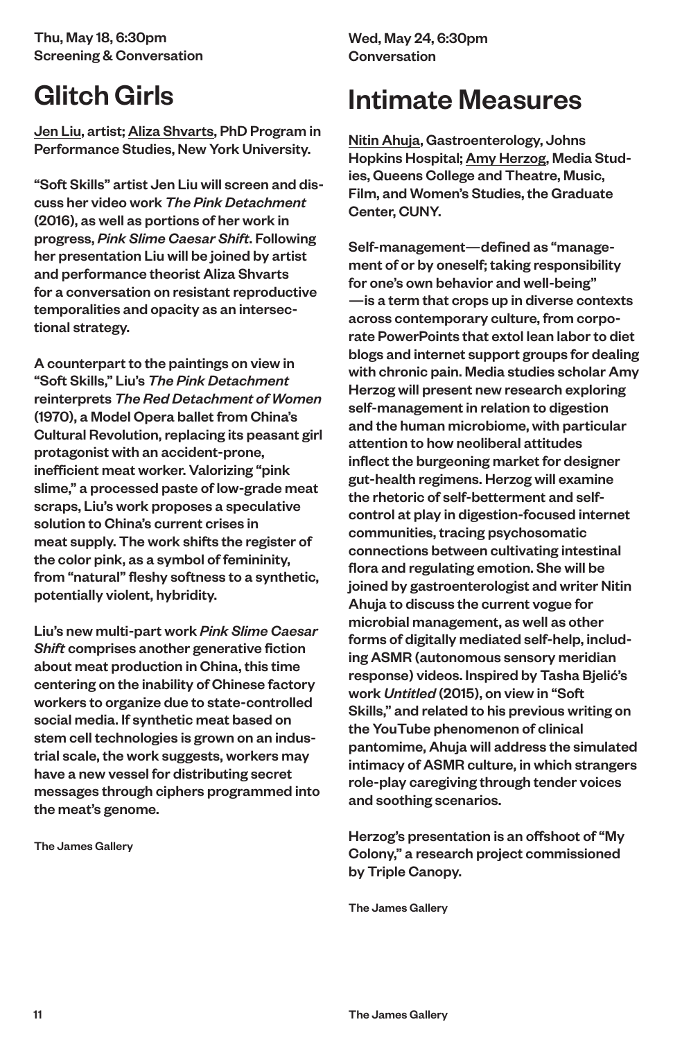Thu, May 18, 6:30pm
Screening & Conversation

# Glitch Girls

Jen Liu, artist; Aliza Shvarts, PhD Program in Performance Studies, New York University.

"Soft Skills" artist Jen Liu will screen and discuss her video work *The Pink Detachment* (2016), as well as portions of her work in progress, *Pink Slime Caesar Shift*. Following her presentation Liu will be joined by artist and performance theorist Aliza Shvarts for a conversation on resistant reproductive temporalities and opacity as an intersectional strategy.

A counterpart to the paintings on view in "Soft Skills," Liu's *The Pink Detachment* reinterprets *The Red Detachment of Women* (1970), a Model Opera ballet from China's Cultural Revolution, replacing its peasant girl protagonist with an accident-prone, inefficient meat worker. Valorizing "pink slime," a processed paste of low-grade meat scraps, Liu's work proposes a speculative solution to China's current crises in meat supply. The work shifts the register of the color pink, as a symbol of femininity, from "natural" fleshy softness to a synthetic, potentially violent, hybridity.

Liu's new multi-part work *Pink Slime Caesar Shift* comprises another generative fiction about meat production in China, this time centering on the inability of Chinese factory workers to organize due to state-controlled social media. If synthetic meat based on stem cell technologies is grown on an industrial scale, the work suggests, workers may have a new vessel for distributing secret messages through ciphers programmed into the meat's genome.

The James Gallery

Wed, May 24, 6:30pm
Conversation

# Intimate Measures

Nitin Ahuja, Gastroenterology, Johns Hopkins Hospital; Amy Herzog, Media Studies, Queens College and Theatre, Music, Film, and Women's Studies, the Graduate Center, CUNY.

Self-management—defined as "management of or by oneself; taking responsibility for one's own behavior and well-being" —is a term that crops up in diverse contexts across contemporary culture, from corporate PowerPoints that extol lean labor to diet blogs and internet support groups for dealing with chronic pain. Media studies scholar Amy Herzog will present new research exploring self-management in relation to digestion and the human microbiome, with particular attention to how neoliberal attitudes inflect the burgeoning market for designer gut-health regimens. Herzog will examine the rhetoric of self-betterment and self-control at play in digestion-focused internet communities, tracing psychosomatic connections between cultivating intestinal flora and regulating emotion. She will be joined by gastroenterologist and writer Nitin Ahuja to discuss the current vogue for microbial management, as well as other forms of digitally mediated self-help, including ASMR (autonomous sensory meridian response) videos. Inspired by Tasha Bjelić's work *Untitled* (2015), on view in "Soft Skills," and related to his previous writing on the YouTube phenomenon of clinical pantomime, Ahuja will address the simulated intimacy of ASMR culture, in which strangers role-play caregiving through tender voices and soothing scenarios.

Herzog's presentation is an offshoot of "My Colony," a research project commissioned by Triple Canopy.

The James Gallery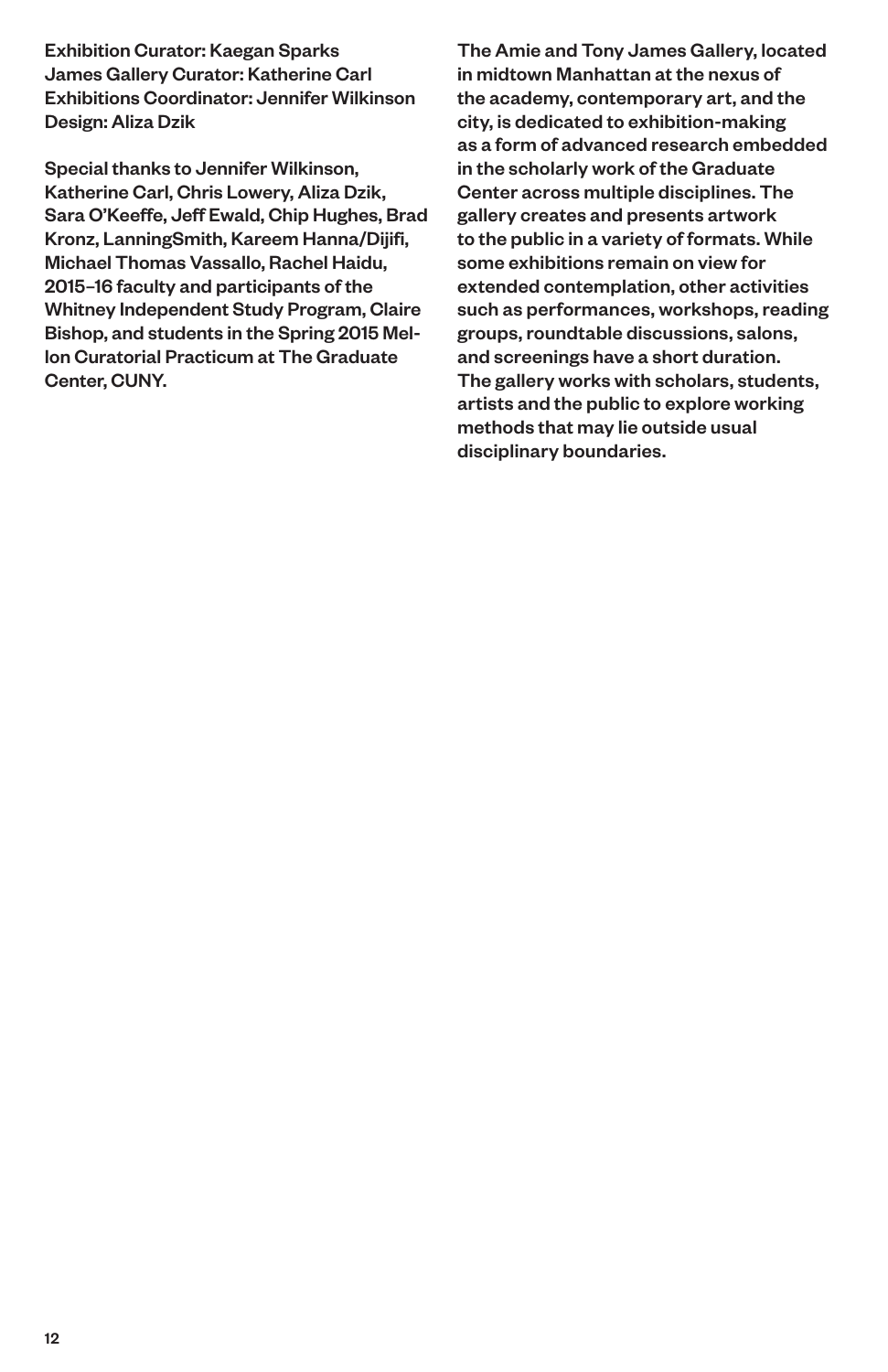Exhibition Curator: Kaegan Sparks
James Gallery Curator: Katherine Carl
Exhibitions Coordinator: Jennifer Wilkinson
Design: Aliza Dzik

Special thanks to Jennifer Wilkinson, Katherine Carl, Chris Lowery, Aliza Dzik, Sara O'Keeffe, Jeff Ewald, Chip Hughes, Brad Kronz, LanningSmith, Kareem Hanna/Dijifi, Michael Thomas Vassallo, Rachel Haidu, 2015–16 faculty and participants of the Whitney Independent Study Program, Claire Bishop, and students in the Spring 2015 Mellon Curatorial Practicum at The Graduate Center, CUNY.

The Amie and Tony James Gallery, located in midtown Manhattan at the nexus of the academy, contemporary art, and the city, is dedicated to exhibition-making as a form of advanced research embedded in the scholarly work of the Graduate Center across multiple disciplines. The gallery creates and presents artwork to the public in a variety of formats. While some exhibitions remain on view for extended contemplation, other activities such as performances, workshops, reading groups, roundtable discussions, salons, and screenings have a short duration. The gallery works with scholars, students, artists and the public to explore working methods that may lie outside usual disciplinary boundaries.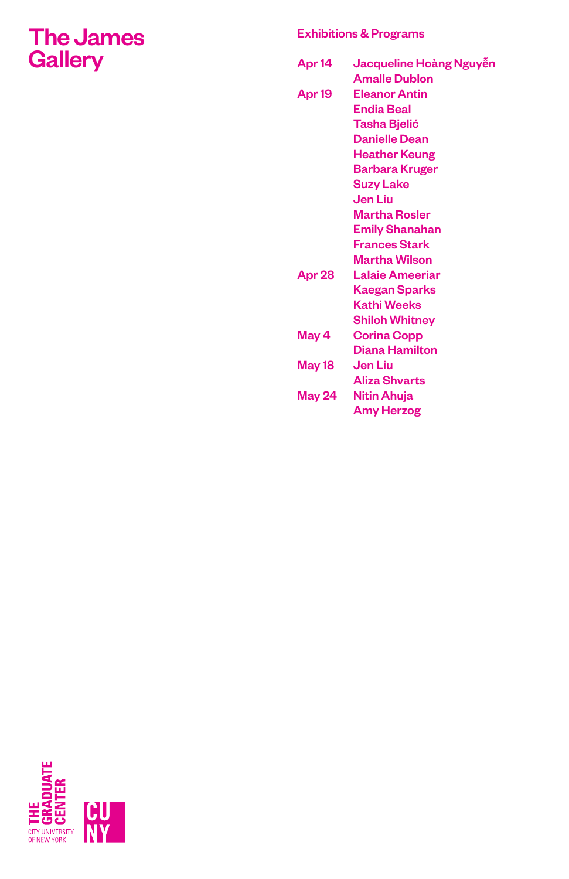# The James Gallery

## Exhibitions & Programs

| | |
|---|---|
| Apr 14 | Jacqueline Hoàng Nguyễn<br>Amalle Dublon |
| Apr 19 | Eleanor Antin<br>Endia Beal<br>Tasha Bjelić<br>Danielle Dean<br>Heather Keung<br>Barbara Kruger<br>Suzy Lake<br>Jen Liu<br>Martha Rosler<br>Emily Shanahan<br>Frances Stark<br>Martha Wilson |
| Apr 28 | Lalaie Ameeriar<br>Kaegan Sparks<br>Kathi Weeks<br>Shiloh Whitney |
| May 4 | Corina Copp<br>Diana Hamilton |
| May 18 | Jen Liu<br>Aliza Shvarts |
| May 24 | Nitin Ahuja<br>Amy Herzog |

THE GRADUATE CENTER
CITY UNIVERSITY OF NEW YORK

CUNY